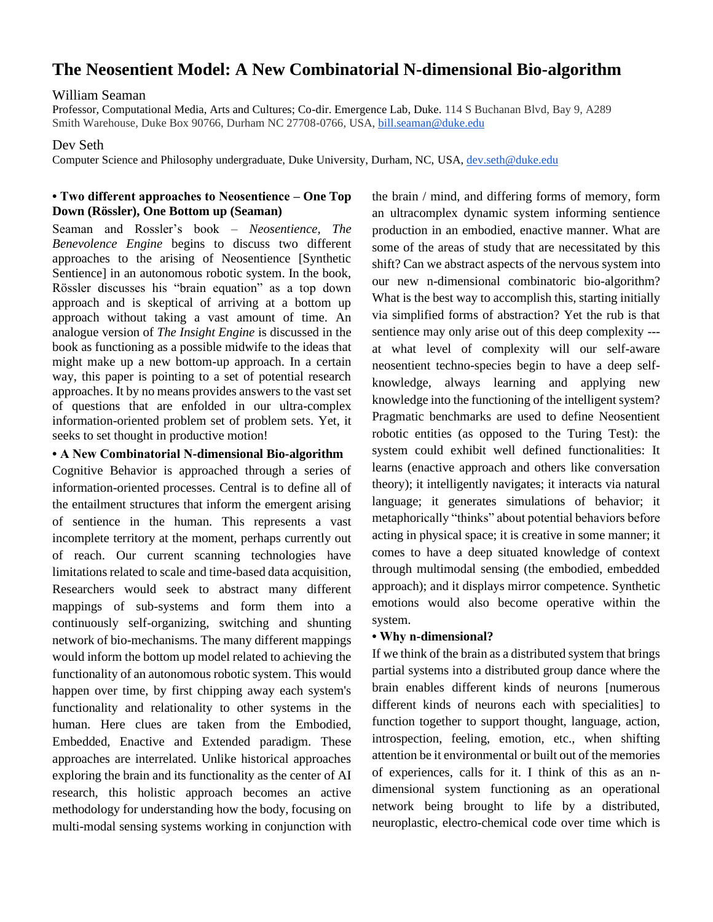# The Neosentient Model: A New Combinatorial N-dimensional Bio-algorithm

William Seaman

Professor, Computational Media, Arts and Cultures; Co-dir. Emergence Lab, Duke. 114 S Buchanan Blvd, Bay 9, A289 Smith Warehouse, Duke Box 90766, Durham NC 27708-0766, USA, bill.seaman@duke.edu

Dev Seth

Computer Science and Philosophy undergraduate, Duke University, Durham, NC, USA, dev.seth@duke.edu

**• Two different approaches to Neosentience – One Top Down (Rössler), One Bottom up (Seaman)**

Seaman and Rossler's book – *Neosentience, The Benevolence Engine* begins to discuss two different approaches to the arising of Neosentience [Synthetic Sentience] in an autonomous robotic system. In the book, Rössler discusses his "brain equation" as a top down approach and is skeptical of arriving at a bottom up approach without taking a vast amount of time. An analogue version of *The Insight Engine* is discussed in the book as functioning as a possible midwife to the ideas that might make up a new bottom-up approach. In a certain way, this paper is pointing to a set of potential research approaches. It by no means provides answers to the vast set of questions that are enfolded in our ultra-complex information-oriented problem set of problem sets. Yet, it seeks to set thought in productive motion!

**• A New Combinatorial N-dimensional Bio-algorithm**

Cognitive Behavior is approached through a series of information-oriented processes. Central is to define all of the entailment structures that inform the emergent arising of sentience in the human. This represents a vast incomplete territory at the moment, perhaps currently out of reach. Our current scanning technologies have limitations related to scale and time-based data acquisition, Researchers would seek to abstract many different mappings of sub-systems and form them into a continuously self-organizing, switching and shunting network of bio-mechanisms. The many different mappings would inform the bottom up model related to achieving the functionality of an autonomous robotic system. This would happen over time, by first chipping away each system's functionality and relationality to other systems in the human. Here clues are taken from the Embodied, Embedded, Enactive and Extended paradigm. These approaches are interrelated. Unlike historical approaches exploring the brain and its functionality as the center of AI research, this holistic approach becomes an active methodology for understanding how the body, focusing on multi-modal sensing systems working in conjunction with the brain / mind, and differing forms of memory, form an ultracomplex dynamic system informing sentience production in an embodied, enactive manner. What are some of the areas of study that are necessitated by this shift? Can we abstract aspects of the nervous system into our new n-dimensional combinatoric bio-algorithm? What is the best way to accomplish this, starting initially via simplified forms of abstraction? Yet the rub is that sentience may only arise out of this deep complexity --- at what level of complexity will our self-aware neosentient techno-species begin to have a deep self-knowledge, always learning and applying new knowledge into the functioning of the intelligent system? Pragmatic benchmarks are used to define Neosentient robotic entities (as opposed to the Turing Test): the system could exhibit well defined functionalities: It learns (enactive approach and others like conversation theory); it intelligently navigates; it interacts via natural language; it generates simulations of behavior; it metaphorically "thinks" about potential behaviors before acting in physical space; it is creative in some manner; it comes to have a deep situated knowledge of context through multimodal sensing (the embodied, embedded approach); and it displays mirror competence. Synthetic emotions would also become operative within the system.

**• Why n-dimensional?**

If we think of the brain as a distributed system that brings partial systems into a distributed group dance where the brain enables different kinds of neurons [numerous different kinds of neurons each with specialities] to function together to support thought, language, action, introspection, feeling, emotion, etc., when shifting attention be it environmental or built out of the memories of experiences, calls for it. I think of this as an n-dimensional system functioning as an operational network being brought to life by a distributed, neuroplastic, electro-chemical code over time which is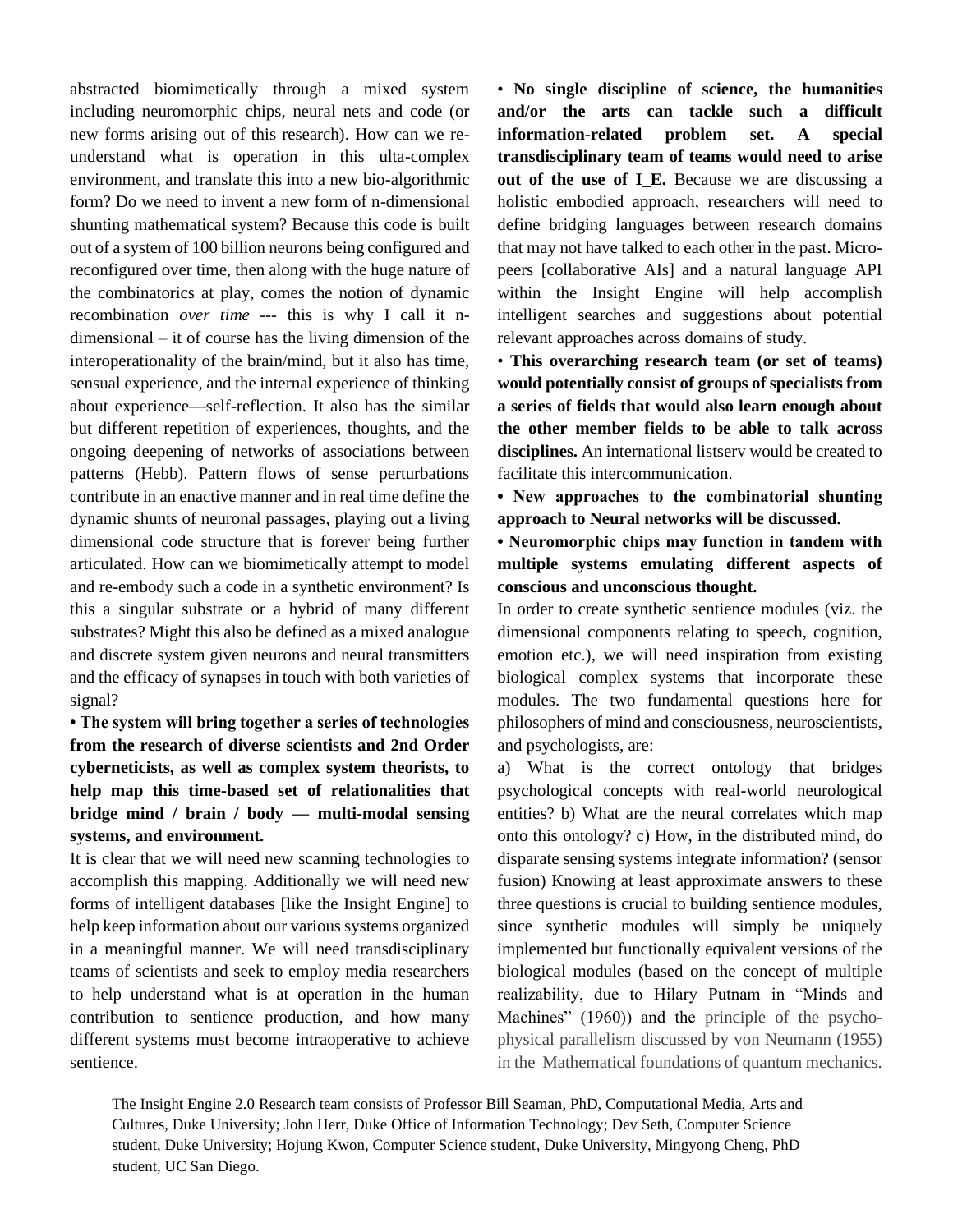abstracted biomimetically through a mixed system including neuromorphic chips, neural nets and code (or new forms arising out of this research). How can we re-understand what is operation in this ulta-complex environment, and translate this into a new bio-algorithmic form? Do we need to invent a new form of n-dimensional shunting mathematical system? Because this code is built out of a system of 100 billion neurons being configured and reconfigured over time, then along with the huge nature of the combinatorics at play, comes the notion of dynamic recombination *over time* --- this is why I call it n-dimensional – it of course has the living dimension of the interoperationality of the brain/mind, but it also has time, sensual experience, and the internal experience of thinking about experience—self-reflection. It also has the similar but different repetition of experiences, thoughts, and the ongoing deepening of networks of associations between patterns (Hebb). Pattern flows of sense perturbations contribute in an enactive manner and in real time define the dynamic shunts of neuronal passages, playing out a living dimensional code structure that is forever being further articulated. How can we biomimetically attempt to model and re-embody such a code in a synthetic environment? Is this a singular substrate or a hybrid of many different substrates? Might this also be defined as a mixed analogue and discrete system given neurons and neural transmitters and the efficacy of synapses in touch with both varieties of signal?

**• The system will bring together a series of technologies from the research of diverse scientists and 2nd Order cyberneticists, as well as complex system theorists, to help map this time-based set of relationalities that bridge mind / brain / body — multi-modal sensing systems, and environment.**

It is clear that we will need new scanning technologies to accomplish this mapping. Additionally we will need new forms of intelligent databases [like the Insight Engine] to help keep information about our various systems organized in a meaningful manner. We will need transdisciplinary teams of scientists and seek to employ media researchers to help understand what is at operation in the human contribution to sentience production, and how many different systems must become intraoperative to achieve sentience.

• **No single discipline of science, the humanities and/or the arts can tackle such a difficult information-related problem set. A special transdisciplinary team of teams would need to arise out of the use of I_E.** Because we are discussing a holistic embodied approach, researchers will need to define bridging languages between research domains that may not have talked to each other in the past. Micro-peers [collaborative AIs] and a natural language API within the Insight Engine will help accomplish intelligent searches and suggestions about potential relevant approaches across domains of study.

• **This overarching research team (or set of teams) would potentially consist of groups of specialists from a series of fields that would also learn enough about the other member fields to be able to talk across disciplines.** An international listserv would be created to facilitate this intercommunication.

**• New approaches to the combinatorial shunting approach to Neural networks will be discussed.**

**• Neuromorphic chips may function in tandem with multiple systems emulating different aspects of conscious and unconscious thought.**

In order to create synthetic sentience modules (viz. the dimensional components relating to speech, cognition, emotion etc.), we will need inspiration from existing biological complex systems that incorporate these modules. The two fundamental questions here for philosophers of mind and consciousness, neuroscientists, and psychologists, are:

a) What is the correct ontology that bridges psychological concepts with real-world neurological entities? b) What are the neural correlates which map onto this ontology? c) How, in the distributed mind, do disparate sensing systems integrate information? (sensor fusion) Knowing at least approximate answers to these three questions is crucial to building sentience modules, since synthetic modules will simply be uniquely implemented but functionally equivalent versions of the biological modules (based on the concept of multiple realizability, due to Hilary Putnam in "Minds and Machines" (1960)) and the principle of the psycho-physical parallelism discussed by von Neumann (1955) in the Mathematical foundations of quantum mechanics.

The Insight Engine 2.0 Research team consists of Professor Bill Seaman, PhD, Computational Media, Arts and Cultures, Duke University; John Herr, Duke Office of Information Technology; Dev Seth, Computer Science student, Duke University; Hojung Kwon, Computer Science student, Duke University, Mingyong Cheng, PhD student, UC San Diego.